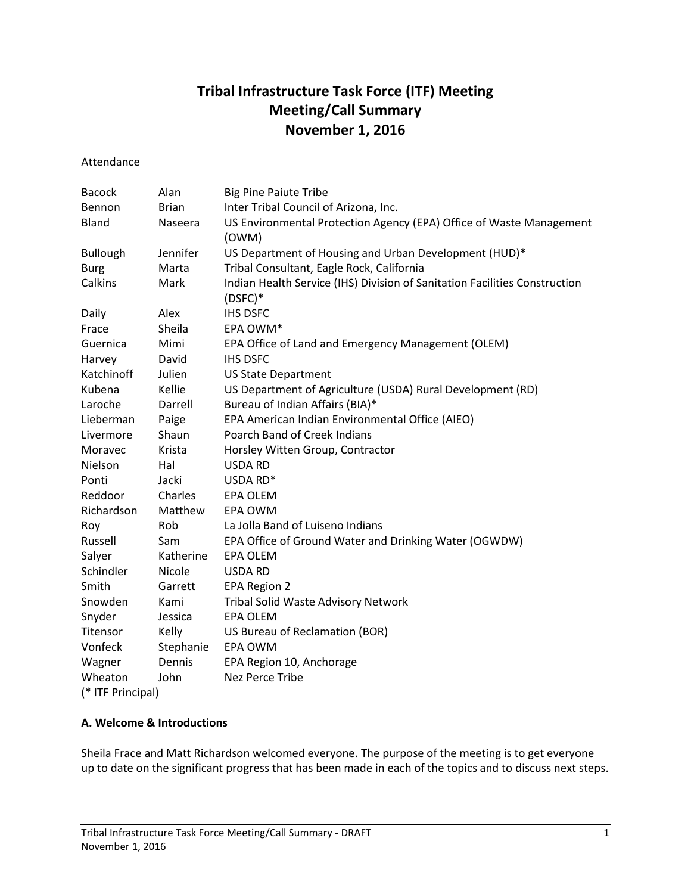# Tribal Infrastructure Task Force (ITF) Meeting
# Meeting/Call Summary
# November 1, 2016

Attendance

| | | |
|---|---|---|
| Bacock | Alan | Big Pine Paiute Tribe |
| Bennon | Brian | Inter Tribal Council of Arizona, Inc. |
| Bland | Naseera | US Environmental Protection Agency (EPA) Office of Waste Management (OWM) |
| Bullough | Jennifer | US Department of Housing and Urban Development (HUD)* |
| Burg | Marta | Tribal Consultant, Eagle Rock, California |
| Calkins | Mark | Indian Health Service (IHS) Division of Sanitation Facilities Construction (DSFC)* |
| Daily | Alex | IHS DSFC |
| Frace | Sheila | EPA OWM* |
| Guernica | Mimi | EPA Office of Land and Emergency Management (OLEM) |
| Harvey | David | IHS DSFC |
| Katchinoff | Julien | US State Department |
| Kubena | Kellie | US Department of Agriculture (USDA) Rural Development (RD) |
| Laroche | Darrell | Bureau of Indian Affairs (BIA)* |
| Lieberman | Paige | EPA American Indian Environmental Office (AIEO) |
| Livermore | Shaun | Poarch Band of Creek Indians |
| Moravec | Krista | Horsley Witten Group, Contractor |
| Nielson | Hal | USDA RD |
| Ponti | Jacki | USDA RD* |
| Reddoor | Charles | EPA OLEM |
| Richardson | Matthew | EPA OWM |
| Roy | Rob | La Jolla Band of Luiseno Indians |
| Russell | Sam | EPA Office of Ground Water and Drinking Water (OGWDW) |
| Salyer | Katherine | EPA OLEM |
| Schindler | Nicole | USDA RD |
| Smith | Garrett | EPA Region 2 |
| Snowden | Kami | Tribal Solid Waste Advisory Network |
| Snyder | Jessica | EPA OLEM |
| Titensor | Kelly | US Bureau of Reclamation (BOR) |
| Vonfeck | Stephanie | EPA OWM |
| Wagner | Dennis | EPA Region 10, Anchorage |
| Wheaton | John | Nez Perce Tribe |

(* ITF Principal)

### A. Welcome & Introductions

Sheila Frace and Matt Richardson welcomed everyone. The purpose of the meeting is to get everyone up to date on the significant progress that has been made in each of the topics and to discuss next steps.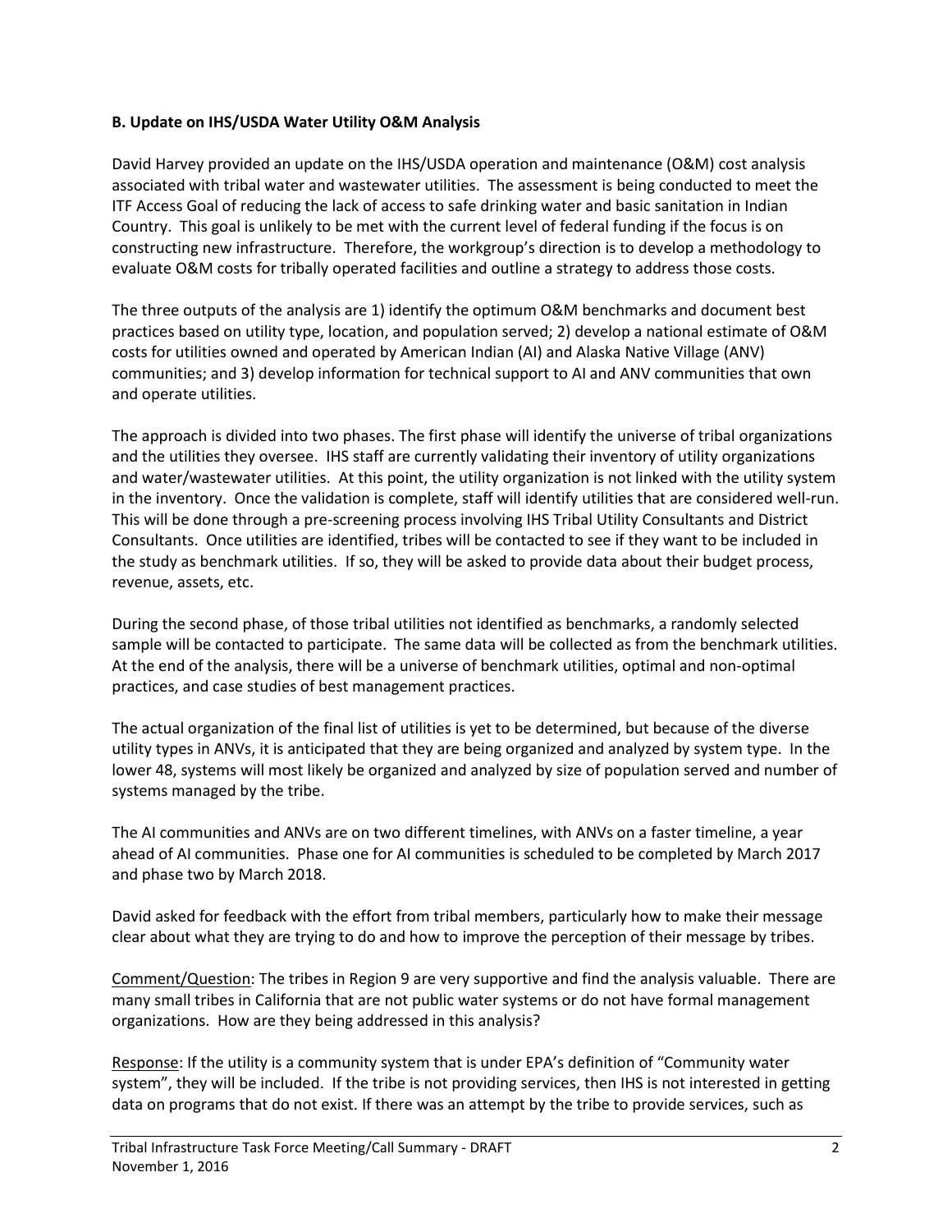### B. Update on IHS/USDA Water Utility O&M Analysis

David Harvey provided an update on the IHS/USDA operation and maintenance (O&M) cost analysis associated with tribal water and wastewater utilities. The assessment is being conducted to meet the ITF Access Goal of reducing the lack of access to safe drinking water and basic sanitation in Indian Country. This goal is unlikely to be met with the current level of federal funding if the focus is on constructing new infrastructure. Therefore, the workgroup's direction is to develop a methodology to evaluate O&M costs for tribally operated facilities and outline a strategy to address those costs.

The three outputs of the analysis are 1) identify the optimum O&M benchmarks and document best practices based on utility type, location, and population served; 2) develop a national estimate of O&M costs for utilities owned and operated by American Indian (AI) and Alaska Native Village (ANV) communities; and 3) develop information for technical support to AI and ANV communities that own and operate utilities.

The approach is divided into two phases. The first phase will identify the universe of tribal organizations and the utilities they oversee. IHS staff are currently validating their inventory of utility organizations and water/wastewater utilities. At this point, the utility organization is not linked with the utility system in the inventory. Once the validation is complete, staff will identify utilities that are considered well-run. This will be done through a pre-screening process involving IHS Tribal Utility Consultants and District Consultants. Once utilities are identified, tribes will be contacted to see if they want to be included in the study as benchmark utilities. If so, they will be asked to provide data about their budget process, revenue, assets, etc.

During the second phase, of those tribal utilities not identified as benchmarks, a randomly selected sample will be contacted to participate. The same data will be collected as from the benchmark utilities. At the end of the analysis, there will be a universe of benchmark utilities, optimal and non-optimal practices, and case studies of best management practices.

The actual organization of the final list of utilities is yet to be determined, but because of the diverse utility types in ANVs, it is anticipated that they are being organized and analyzed by system type. In the lower 48, systems will most likely be organized and analyzed by size of population served and number of systems managed by the tribe.

The AI communities and ANVs are on two different timelines, with ANVs on a faster timeline, a year ahead of AI communities. Phase one for AI communities is scheduled to be completed by March 2017 and phase two by March 2018.

David asked for feedback with the effort from tribal members, particularly how to make their message clear about what they are trying to do and how to improve the perception of their message by tribes.

<u>Comment/Question</u>: The tribes in Region 9 are very supportive and find the analysis valuable. There are many small tribes in California that are not public water systems or do not have formal management organizations. How are they being addressed in this analysis?

<u>Response</u>: If the utility is a community system that is under EPA's definition of "Community water system", they will be included. If the tribe is not providing services, then IHS is not interested in getting data on programs that do not exist. If there was an attempt by the tribe to provide services, such as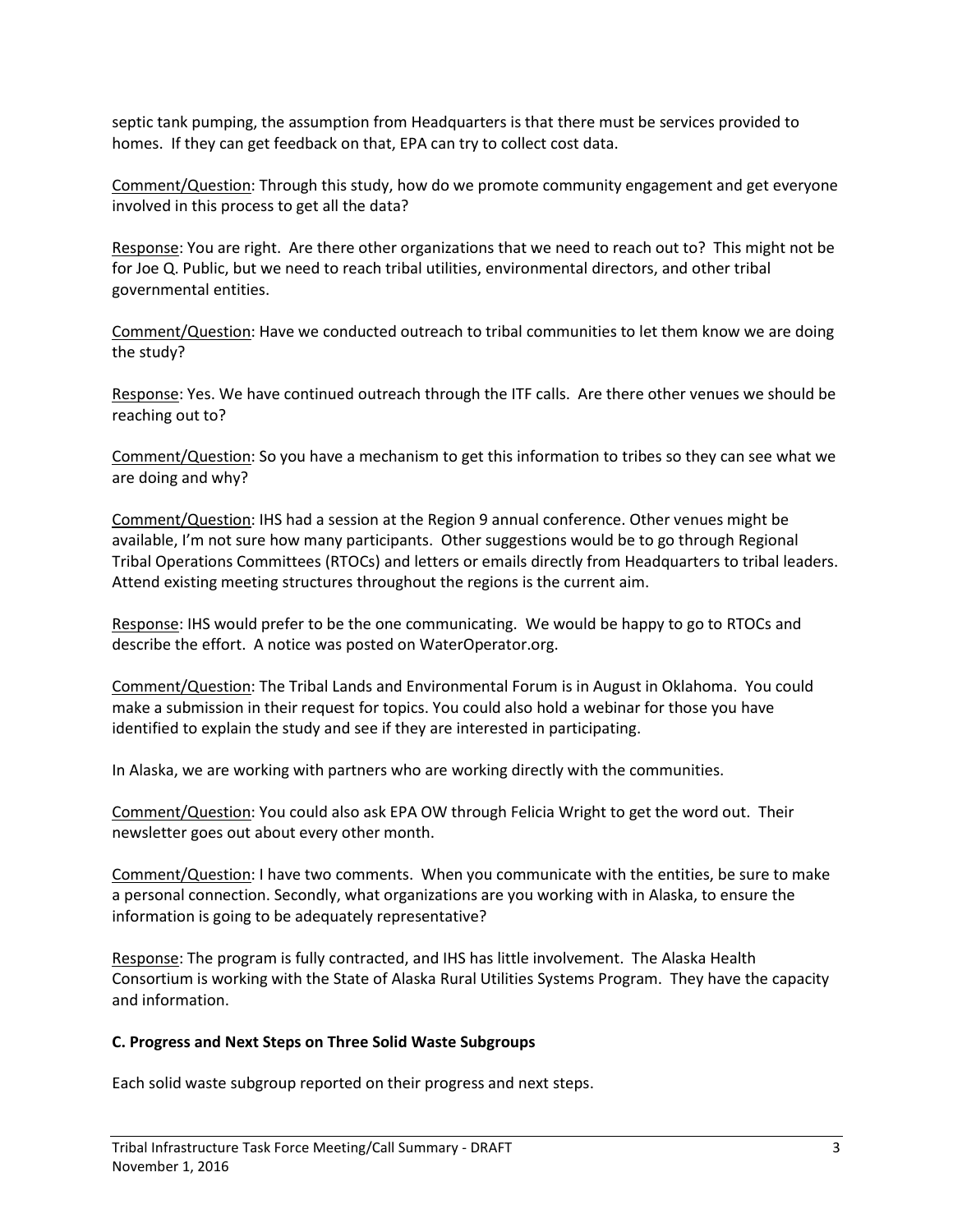septic tank pumping, the assumption from Headquarters is that there must be services provided to homes. If they can get feedback on that, EPA can try to collect cost data.

Comment/Question: Through this study, how do we promote community engagement and get everyone involved in this process to get all the data?

Response: You are right. Are there other organizations that we need to reach out to? This might not be for Joe Q. Public, but we need to reach tribal utilities, environmental directors, and other tribal governmental entities.

Comment/Question: Have we conducted outreach to tribal communities to let them know we are doing the study?

Response: Yes. We have continued outreach through the ITF calls. Are there other venues we should be reaching out to?

Comment/Question: So you have a mechanism to get this information to tribes so they can see what we are doing and why?

Comment/Question: IHS had a session at the Region 9 annual conference. Other venues might be available, I'm not sure how many participants. Other suggestions would be to go through Regional Tribal Operations Committees (RTOCs) and letters or emails directly from Headquarters to tribal leaders. Attend existing meeting structures throughout the regions is the current aim.

Response: IHS would prefer to be the one communicating. We would be happy to go to RTOCs and describe the effort. A notice was posted on WaterOperator.org.

Comment/Question: The Tribal Lands and Environmental Forum is in August in Oklahoma. You could make a submission in their request for topics. You could also hold a webinar for those you have identified to explain the study and see if they are interested in participating.

In Alaska, we are working with partners who are working directly with the communities.

Comment/Question: You could also ask EPA OW through Felicia Wright to get the word out. Their newsletter goes out about every other month.

Comment/Question: I have two comments. When you communicate with the entities, be sure to make a personal connection. Secondly, what organizations are you working with in Alaska, to ensure the information is going to be adequately representative?

Response: The program is fully contracted, and IHS has little involvement. The Alaska Health Consortium is working with the State of Alaska Rural Utilities Systems Program. They have the capacity and information.

**C. Progress and Next Steps on Three Solid Waste Subgroups**

Each solid waste subgroup reported on their progress and next steps.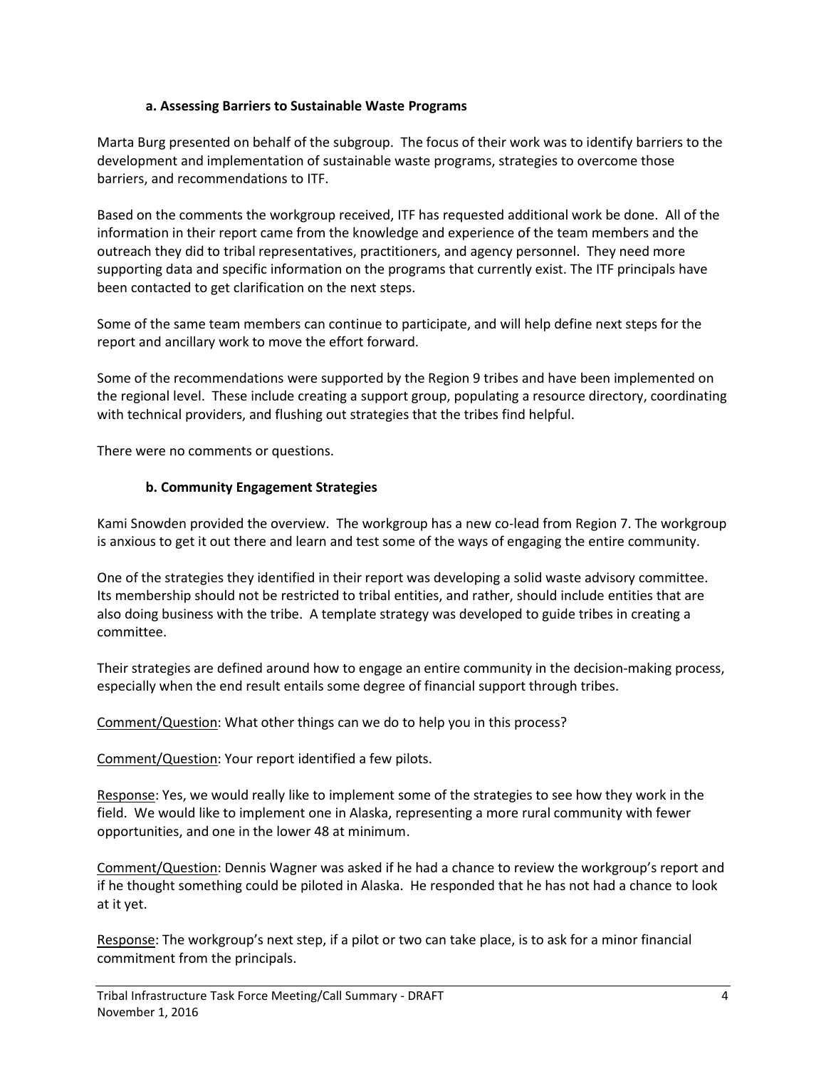### a. Assessing Barriers to Sustainable Waste Programs

Marta Burg presented on behalf of the subgroup. The focus of their work was to identify barriers to the development and implementation of sustainable waste programs, strategies to overcome those barriers, and recommendations to ITF.

Based on the comments the workgroup received, ITF has requested additional work be done. All of the information in their report came from the knowledge and experience of the team members and the outreach they did to tribal representatives, practitioners, and agency personnel. They need more supporting data and specific information on the programs that currently exist. The ITF principals have been contacted to get clarification on the next steps.

Some of the same team members can continue to participate, and will help define next steps for the report and ancillary work to move the effort forward.

Some of the recommendations were supported by the Region 9 tribes and have been implemented on the regional level. These include creating a support group, populating a resource directory, coordinating with technical providers, and flushing out strategies that the tribes find helpful.

There were no comments or questions.

### b. Community Engagement Strategies

Kami Snowden provided the overview. The workgroup has a new co-lead from Region 7. The workgroup is anxious to get it out there and learn and test some of the ways of engaging the entire community.

One of the strategies they identified in their report was developing a solid waste advisory committee. Its membership should not be restricted to tribal entities, and rather, should include entities that are also doing business with the tribe. A template strategy was developed to guide tribes in creating a committee.

Their strategies are defined around how to engage an entire community in the decision-making process, especially when the end result entails some degree of financial support through tribes.

<u>Comment/Question</u>: What other things can we do to help you in this process?

<u>Comment/Question</u>: Your report identified a few pilots.

<u>Response</u>: Yes, we would really like to implement some of the strategies to see how they work in the field. We would like to implement one in Alaska, representing a more rural community with fewer opportunities, and one in the lower 48 at minimum.

<u>Comment/Question</u>: Dennis Wagner was asked if he had a chance to review the workgroup's report and if he thought something could be piloted in Alaska. He responded that he has not had a chance to look at it yet.

<u>Response</u>: The workgroup's next step, if a pilot or two can take place, is to ask for a minor financial commitment from the principals.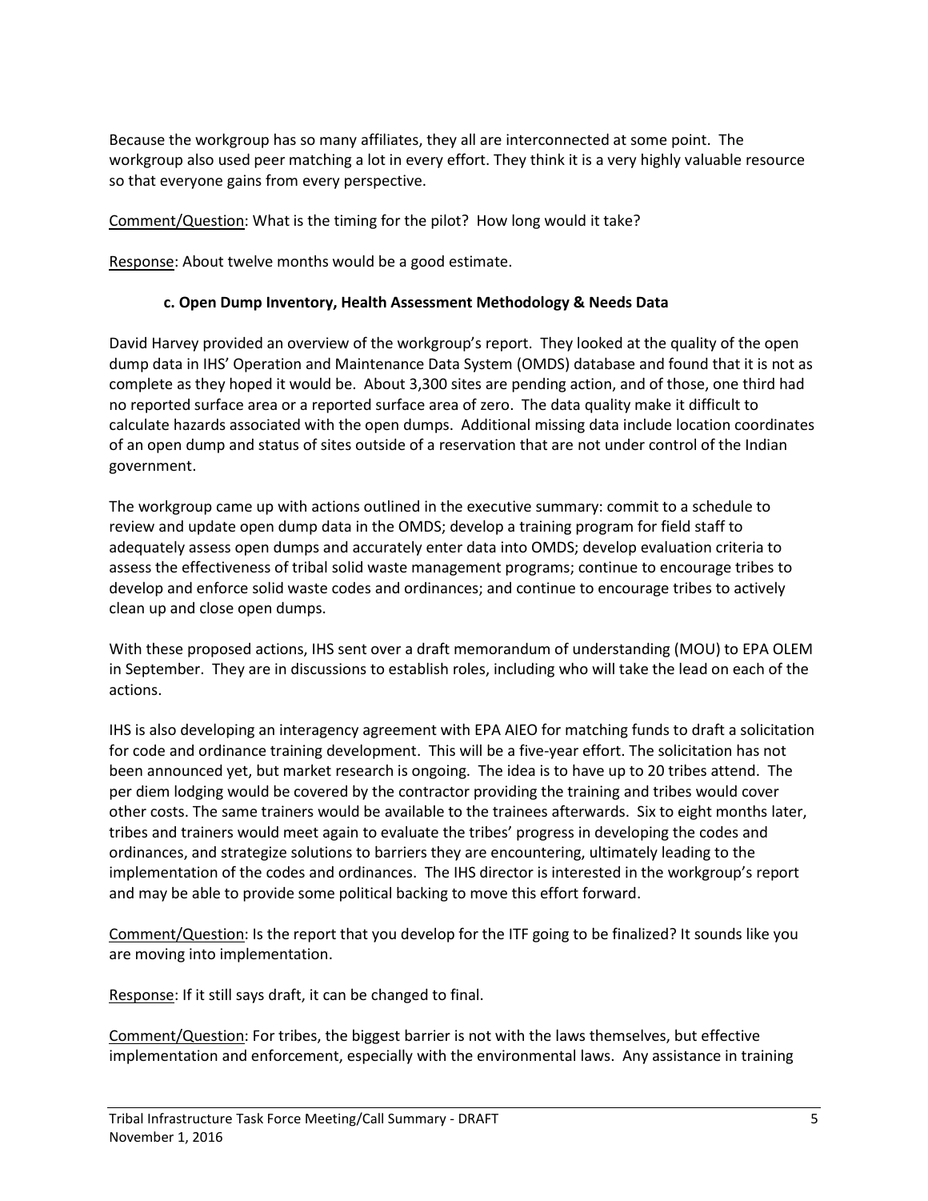Because the workgroup has so many affiliates, they all are interconnected at some point. The workgroup also used peer matching a lot in every effort. They think it is a very highly valuable resource so that everyone gains from every perspective.

Comment/Question: What is the timing for the pilot? How long would it take?

Response: About twelve months would be a good estimate.

#### c. Open Dump Inventory, Health Assessment Methodology & Needs Data

David Harvey provided an overview of the workgroup's report. They looked at the quality of the open dump data in IHS' Operation and Maintenance Data System (OMDS) database and found that it is not as complete as they hoped it would be. About 3,300 sites are pending action, and of those, one third had no reported surface area or a reported surface area of zero. The data quality make it difficult to calculate hazards associated with the open dumps. Additional missing data include location coordinates of an open dump and status of sites outside of a reservation that are not under control of the Indian government.

The workgroup came up with actions outlined in the executive summary: commit to a schedule to review and update open dump data in the OMDS; develop a training program for field staff to adequately assess open dumps and accurately enter data into OMDS; develop evaluation criteria to assess the effectiveness of tribal solid waste management programs; continue to encourage tribes to develop and enforce solid waste codes and ordinances; and continue to encourage tribes to actively clean up and close open dumps.

With these proposed actions, IHS sent over a draft memorandum of understanding (MOU) to EPA OLEM in September. They are in discussions to establish roles, including who will take the lead on each of the actions.

IHS is also developing an interagency agreement with EPA AIEO for matching funds to draft a solicitation for code and ordinance training development. This will be a five-year effort. The solicitation has not been announced yet, but market research is ongoing. The idea is to have up to 20 tribes attend. The per diem lodging would be covered by the contractor providing the training and tribes would cover other costs. The same trainers would be available to the trainees afterwards. Six to eight months later, tribes and trainers would meet again to evaluate the tribes' progress in developing the codes and ordinances, and strategize solutions to barriers they are encountering, ultimately leading to the implementation of the codes and ordinances. The IHS director is interested in the workgroup's report and may be able to provide some political backing to move this effort forward.

Comment/Question: Is the report that you develop for the ITF going to be finalized? It sounds like you are moving into implementation.

Response: If it still says draft, it can be changed to final.

Comment/Question: For tribes, the biggest barrier is not with the laws themselves, but effective implementation and enforcement, especially with the environmental laws. Any assistance in training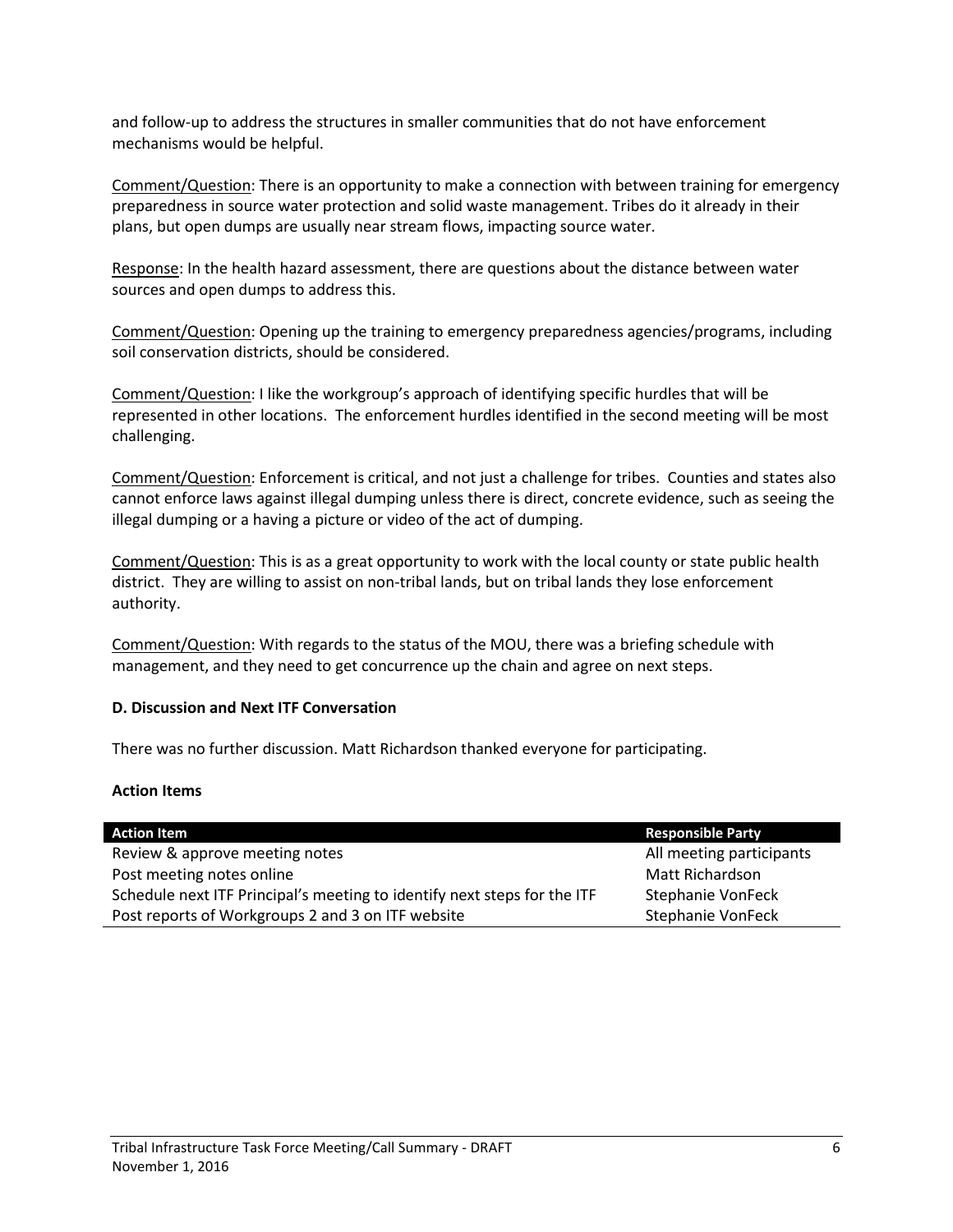and follow-up to address the structures in smaller communities that do not have enforcement mechanisms would be helpful.

Comment/Question: There is an opportunity to make a connection with between training for emergency preparedness in source water protection and solid waste management. Tribes do it already in their plans, but open dumps are usually near stream flows, impacting source water.

Response: In the health hazard assessment, there are questions about the distance between water sources and open dumps to address this.

Comment/Question: Opening up the training to emergency preparedness agencies/programs, including soil conservation districts, should be considered.

Comment/Question: I like the workgroup's approach of identifying specific hurdles that will be represented in other locations. The enforcement hurdles identified in the second meeting will be most challenging.

Comment/Question: Enforcement is critical, and not just a challenge for tribes. Counties and states also cannot enforce laws against illegal dumping unless there is direct, concrete evidence, such as seeing the illegal dumping or a having a picture or video of the act of dumping.

Comment/Question: This is as a great opportunity to work with the local county or state public health district. They are willing to assist on non-tribal lands, but on tribal lands they lose enforcement authority.

Comment/Question: With regards to the status of the MOU, there was a briefing schedule with management, and they need to get concurrence up the chain and agree on next steps.

**D. Discussion and Next ITF Conversation**

There was no further discussion. Matt Richardson thanked everyone for participating.

**Action Items**

| Action Item | Responsible Party |
|---|---|
| Review & approve meeting notes | All meeting participants |
| Post meeting notes online | Matt Richardson |
| Schedule next ITF Principal's meeting to identify next steps for the ITF | Stephanie VonFeck |
| Post reports of Workgroups 2 and 3 on ITF website | Stephanie VonFeck |